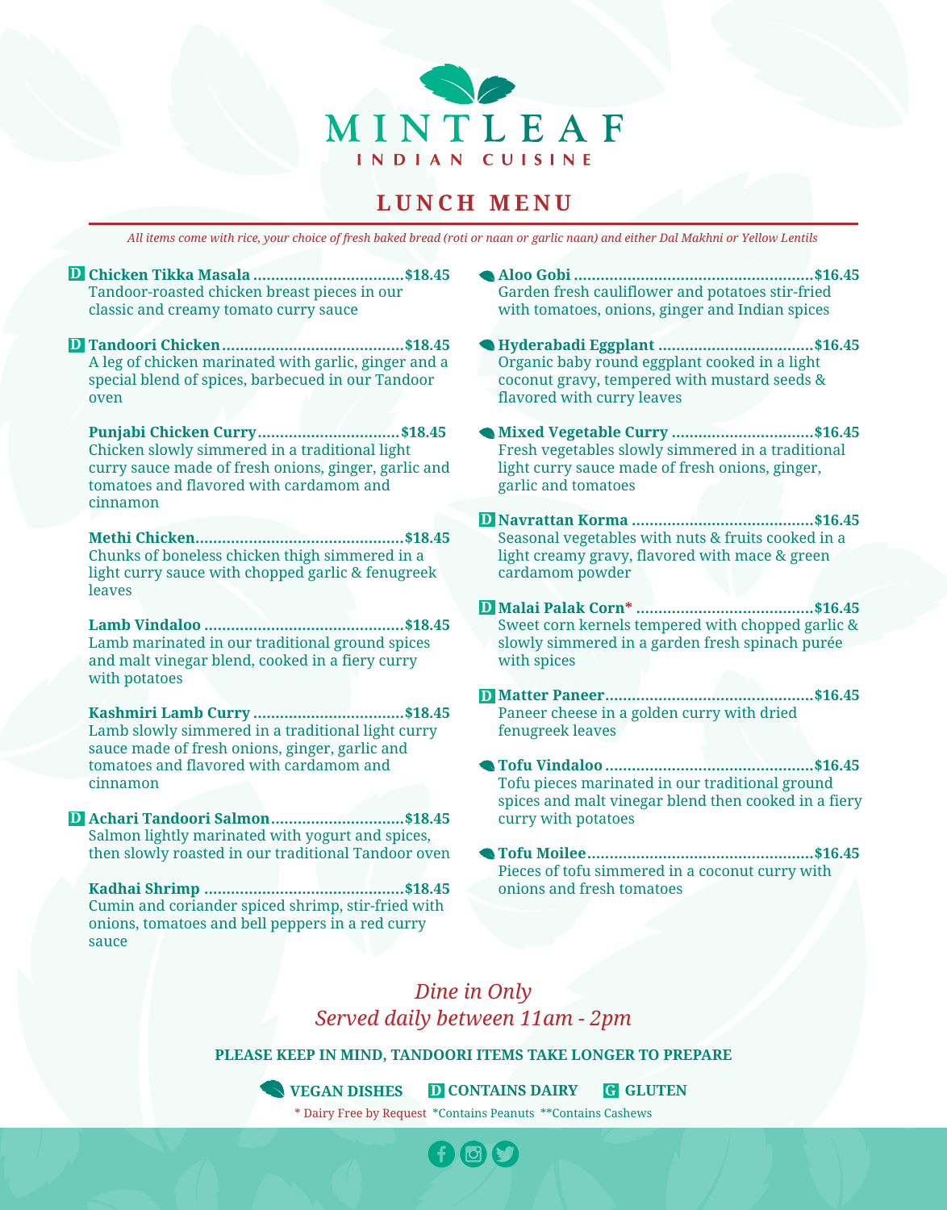# MINTLEAF

INDIAN CUISINE

## LUNCH MENU

*All items come with rice, your choice of fresh baked bread (roti or naan or garlic naan) and either Dal Makhni or Yellow Lentils*

**D Chicken Tikka Masala .................................$18.45**
Tandoor-roasted chicken breast pieces in our classic and creamy tomato curry sauce

**D Tandoori Chicken........................................$18.45**
A leg of chicken marinated with garlic, ginger and a special blend of spices, barbecued in our Tandoor oven

**Punjabi Chicken Curry................................$18.45**
Chicken slowly simmered in a traditional light curry sauce made of fresh onions, ginger, garlic and tomatoes and flavored with cardamom and cinnamon

**Methi Chicken..............................................$18.45**
Chunks of boneless chicken thigh simmered in a light curry sauce with chopped garlic & fenugreek leaves

**Lamb Vindaloo ............................................$18.45**
Lamb marinated in our traditional ground spices and malt vinegar blend, cooked in a fiery curry with potatoes

**Kashmiri Lamb Curry .................................$18.45**
Lamb slowly simmered in a traditional light curry sauce made of fresh onions, ginger, garlic and tomatoes and flavored with cardamom and cinnamon

**D Achari Tandoori Salmon.............................$18.45**
Salmon lightly marinated with yogurt and spices, then slowly roasted in our traditional Tandoor oven

**Kadhai Shrimp ............................................$18.45**
Cumin and coriander spiced shrimp, stir-fried with onions, tomatoes and bell peppers in a red curry sauce

**(Vegan) Aloo Gobi .....................................................$16.45**
Garden fresh cauliflower and potatoes stir-fried with tomatoes, onions, ginger and Indian spices

**(Vegan) Hyderabadi Eggplant ..................................$16.45**
Organic baby round eggplant cooked in a light coconut gravy, tempered with mustard seeds & flavored with curry leaves

**(Vegan) Mixed Vegetable Curry ...............................$16.45**
Fresh vegetables slowly simmered in a traditional light curry sauce made of fresh onions, ginger, garlic and tomatoes

**D Navrattan Korma ........................................$16.45**
Seasonal vegetables with nuts & fruits cooked in a light creamy gravy, flavored with mace & green cardamom powder

**D Malai Palak Corn* .......................................$16.45**
Sweet corn kernels tempered with chopped garlic & slowly simmered in a garden fresh spinach purée with spices

**D Matter Paneer..............................................$16.45**
Paneer cheese in a golden curry with dried fenugreek leaves

**(Vegan) Tofu Vindaloo ..............................................$16.45**
Tofu pieces marinated in our traditional ground spices and malt vinegar blend then cooked in a fiery curry with potatoes

**(Vegan) Tofu Moilee..................................................$16.45**
Pieces of tofu simmered in a coconut curry with onions and fresh tomatoes

*Dine in Only*
*Served daily between 11am - 2pm*

**PLEASE KEEP IN MIND, TANDOORI ITEMS TAKE LONGER TO PREPARE**

**(Leaf) VEGAN DISHES    D CONTAINS DAIRY    G GLUTEN**

* Dairy Free by Request  *Contains Peanuts  **Contains Cashews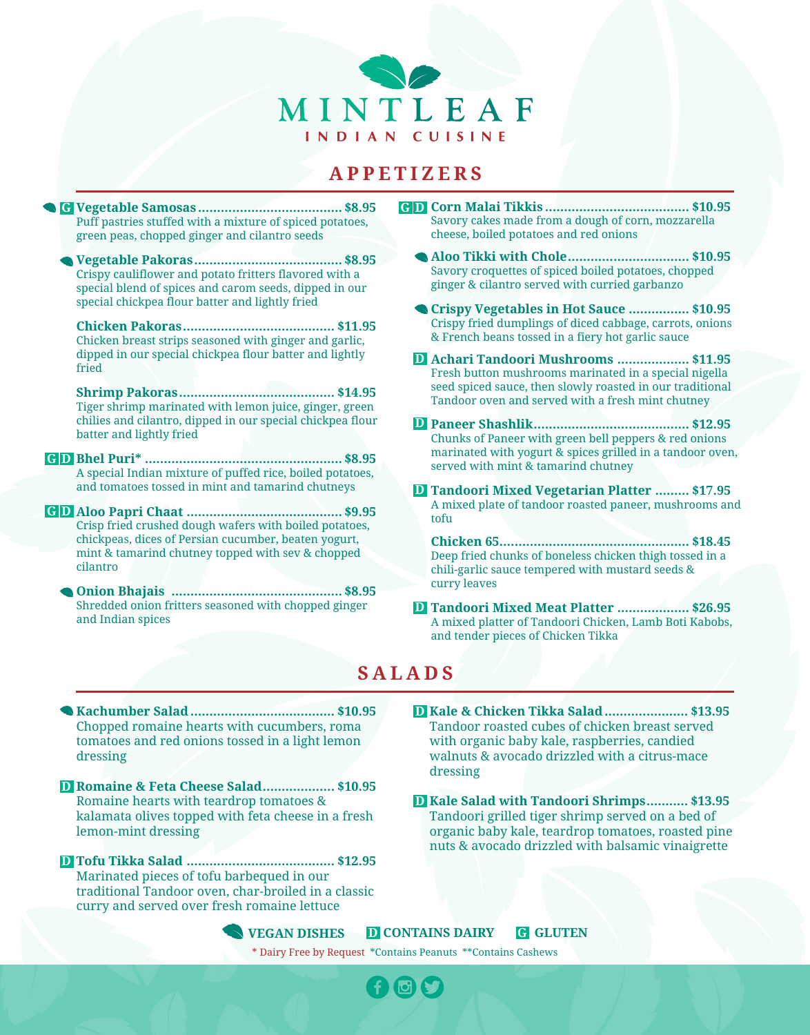# MINTLEAF

INDIAN CUISINE

## APPETIZERS

**(Vegan) G Vegetable Samosas ...... $8.95**
Puff pastries stuffed with a mixture of spiced potatoes, green peas, chopped ginger and cilantro seeds

**(Vegan) Vegetable Pakoras ...... $8.95**
Crispy cauliflower and potato fritters flavored with a special blend of spices and carom seeds, dipped in our special chickpea flour batter and lightly fried

**Chicken Pakoras ...... $11.95**
Chicken breast strips seasoned with ginger and garlic, dipped in our special chickpea flour batter and lightly fried

**Shrimp Pakoras ...... $14.95**
Tiger shrimp marinated with lemon juice, ginger, green chilies and cilantro, dipped in our special chickpea flour batter and lightly fried

**G D Bhel Puri* ...... $8.95**
A special Indian mixture of puffed rice, boiled potatoes, and tomatoes tossed in mint and tamarind chutneys

**G D Aloo Papri Chaat ...... $9.95**
Crisp fried crushed dough wafers with boiled potatoes, chickpeas, dices of Persian cucumber, beaten yogurt, mint & tamarind chutney topped with sev & chopped cilantro

**(Vegan) Onion Bhajais ...... $8.95**
Shredded onion fritters seasoned with chopped ginger and Indian spices

**G D Corn Malai Tikkis ...... $10.95**
Savory cakes made from a dough of corn, mozzarella cheese, boiled potatoes and red onions

**(Vegan) Aloo Tikki with Chole ...... $10.95**
Savory croquettes of spiced boiled potatoes, chopped ginger & cilantro served with curried garbanzo

**(Vegan) Crispy Vegetables in Hot Sauce ...... $10.95**
Crispy fried dumplings of diced cabbage, carrots, onions & French beans tossed in a fiery hot garlic sauce

**D Achari Tandoori Mushrooms ...... $11.95**
Fresh button mushrooms marinated in a special nigella seed spiced sauce, then slowly roasted in our traditional Tandoor oven and served with a fresh mint chutney

**D Paneer Shashlik ...... $12.95**
Chunks of Paneer with green bell peppers & red onions marinated with yogurt & spices grilled in a tandoor oven, served with mint & tamarind chutney

**D Tandoori Mixed Vegetarian Platter ...... $17.95**
A mixed plate of tandoor roasted paneer, mushrooms and tofu

**Chicken 65 ...... $18.45**
Deep fried chunks of boneless chicken thigh tossed in a chili-garlic sauce tempered with mustard seeds & curry leaves

**D Tandoori Mixed Meat Platter ...... $26.95**
A mixed platter of Tandoori Chicken, Lamb Boti Kabobs, and tender pieces of Chicken Tikka

## SALADS

**(Vegan) Kachumber Salad ...... $10.95**
Chopped romaine hearts with cucumbers, roma tomatoes and red onions tossed in a light lemon dressing

**D Romaine & Feta Cheese Salad ...... $10.95**
Romaine hearts with teardrop tomatoes & kalamata olives topped with feta cheese in a fresh lemon-mint dressing

**D Tofu Tikka Salad ...... $12.95**
Marinated pieces of tofu barbequed in our traditional Tandoor oven, char-broiled in a classic curry and served over fresh romaine lettuce

**D Kale & Chicken Tikka Salad ...... $13.95**
Tandoor roasted cubes of chicken breast served with organic baby kale, raspberries, candied walnuts & avocado drizzled with a citrus-mace dressing

**D Kale Salad with Tandoori Shrimps ...... $13.95**
Tandoori grilled tiger shrimp served on a bed of organic baby kale, teardrop tomatoes, roasted pine nuts & avocado drizzled with balsamic vinaigrette

(Vegan) VEGAN DISHES  D CONTAINS DAIRY  G GLUTEN

* Dairy Free by Request  *Contains Peanuts  **Contains Cashews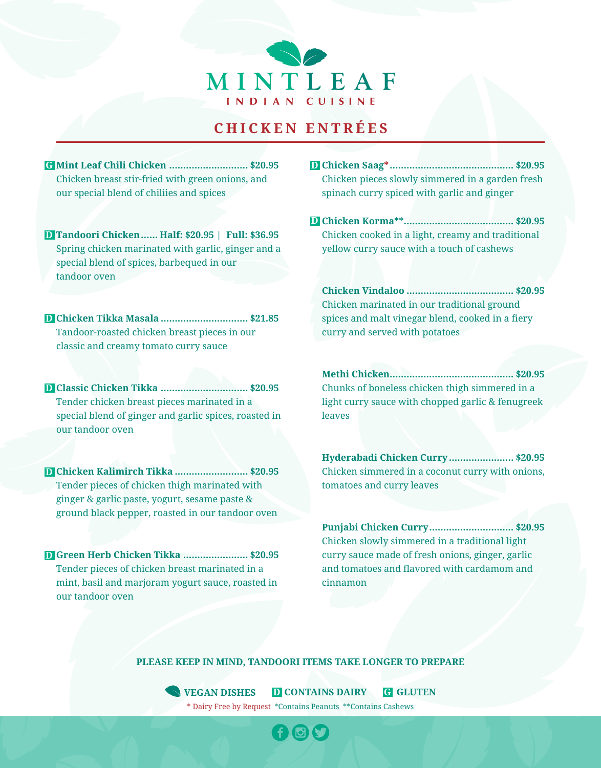# MINTLEAF

INDIAN CUISINE

## CHICKEN ENTRÉES

**G Mint Leaf Chili Chicken ............................ $20.95**
Chicken breast stir-fried with green onions, and our special blend of chiliies and spices

**D Tandoori Chicken...... Half: $20.95 | Full: $36.95**
Spring chicken marinated with garlic, ginger and a special blend of spices, barbequed in our tandoor oven

**D Chicken Tikka Masala ............................... $21.85**
Tandoor-roasted chicken breast pieces in our classic and creamy tomato curry sauce

**D Classic Chicken Tikka ............................... $20.95**
Tender chicken breast pieces marinated in a special blend of ginger and garlic spices, roasted in our tandoor oven

**D Chicken Kalimirch Tikka .......................... $20.95**
Tender pieces of chicken thigh marinated with ginger & garlic paste, yogurt, sesame paste & ground black pepper, roasted in our tandoor oven

**D Green Herb Chicken Tikka ....................... $20.95**
Tender pieces of chicken breast marinated in a mint, basil and marjoram yogurt sauce, roasted in our tandoor oven

**D Chicken Saag*............................................ $20.95**
Chicken pieces slowly simmered in a garden fresh spinach curry spiced with garlic and ginger

**D Chicken Korma**....................................... $20.95**
Chicken cooked in a light, creamy and traditional yellow curry sauce with a touch of cashews

**Chicken Vindaloo ...................................... $20.95**
Chicken marinated in our traditional ground spices and malt vinegar blend, cooked in a fiery curry and served with potatoes

**Methi Chicken............................................ $20.95**
Chunks of boneless chicken thigh simmered in a light curry sauce with chopped garlic & fenugreek leaves

**Hyderabadi Chicken Curry....................... $20.95**
Chicken simmered in a coconut curry with onions, tomatoes and curry leaves

**Punjabi Chicken Curry.............................. $20.95**
Chicken slowly simmered in a traditional light curry sauce made of fresh onions, ginger, garlic and tomatoes and flavored with cardamom and cinnamon

**PLEASE KEEP IN MIND, TANDOORI ITEMS TAKE LONGER TO PREPARE**

**VEGAN DISHES** **D CONTAINS DAIRY** **G GLUTEN**

* Dairy Free by Request *Contains Peanuts **Contains Cashews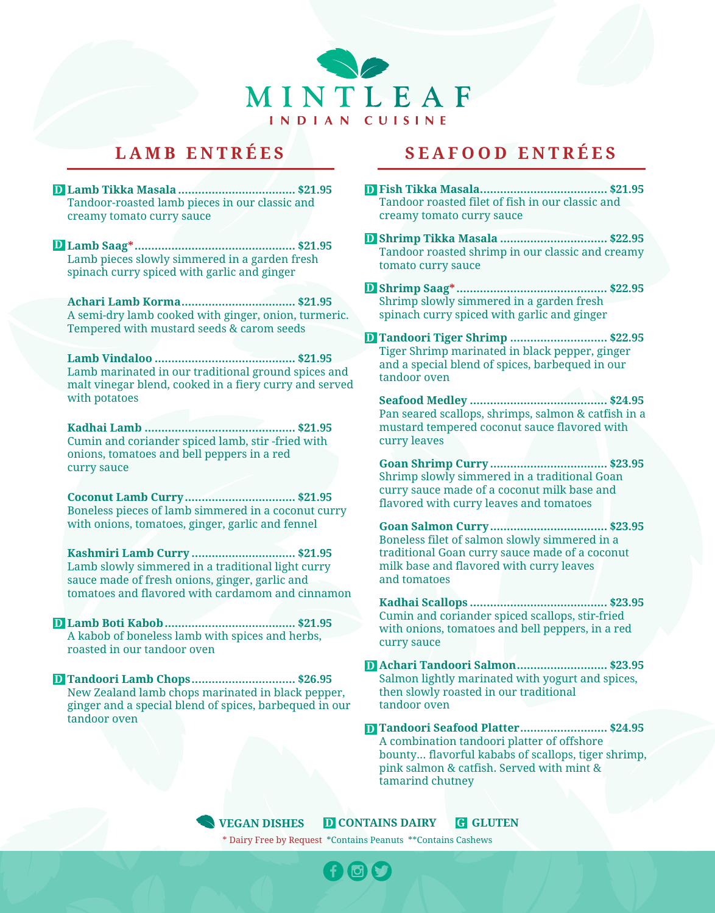# MINTLEAF

INDIAN CUISINE

## LAMB ENTRÉES

**D** **Lamb Tikka Masala** ................................... **$21.95**
Tandoor-roasted lamb pieces in our classic and creamy tomato curry sauce

**D** **Lamb Saag*** ................................................ **$21.95**
Lamb pieces slowly simmered in a garden fresh spinach curry spiced with garlic and ginger

**Achari Lamb Korma** .................................. **$21.95**
A semi-dry lamb cooked with ginger, onion, turmeric. Tempered with mustard seeds & carom seeds

**Lamb Vindaloo** .......................................... **$21.95**
Lamb marinated in our traditional ground spices and malt vinegar blend, cooked in a fiery curry and served with potatoes

**Kadhai Lamb** ............................................. **$21.95**
Cumin and coriander spiced lamb, stir -fried with onions, tomatoes and bell peppers in a red curry sauce

**Coconut Lamb Curry** ................................. **$21.95**
Boneless pieces of lamb simmered in a coconut curry with onions, tomatoes, ginger, garlic and fennel

**Kashmiri Lamb Curry** ............................... **$21.95**
Lamb slowly simmered in a traditional light curry sauce made of fresh onions, ginger, garlic and tomatoes and flavored with cardamom and cinnamon

**D** **Lamb Boti Kabob** ...................................... **$21.95**
A kabob of boneless lamb with spices and herbs, roasted in our tandoor oven

**D** **Tandoori Lamb Chops** .............................. **$26.95**
New Zealand lamb chops marinated in black pepper, ginger and a special blend of spices, barbequed in our tandoor oven

## SEAFOOD ENTRÉES

**D** **Fish Tikka Masala** ...................................... **$21.95**
Tandoor roasted filet of fish in our classic and creamy tomato curry sauce

**D** **Shrimp Tikka Masala** ............................... **$22.95**
Tandoor roasted shrimp in our classic and creamy tomato curry sauce

**D** **Shrimp Saag*** ............................................ **$22.95**
Shrimp slowly simmered in a garden fresh spinach curry spiced with garlic and ginger

**D** **Tandoori Tiger Shrimp** ............................ **$22.95**
Tiger Shrimp marinated in black pepper, ginger and a special blend of spices, barbequed in our tandoor oven

**Seafood Medley** ......................................... **$24.95**
Pan seared scallops, shrimps, salmon & catfish in a mustard tempered coconut sauce flavored with curry leaves

**Goan Shrimp Curry** ................................... **$23.95**
Shrimp slowly simmered in a traditional Goan curry sauce made of a coconut milk base and flavored with curry leaves and tomatoes

**Goan Salmon Curry** ................................... **$23.95**
Boneless filet of salmon slowly simmered in a traditional Goan curry sauce made of a coconut milk base and flavored with curry leaves and tomatoes

**Kadhai Scallops** ......................................... **$23.95**
Cumin and coriander spiced scallops, stir-fried with onions, tomatoes and bell peppers, in a red curry sauce

**D** **Achari Tandoori Salmon** .......................... **$23.95**
Salmon lightly marinated with yogurt and spices, then slowly roasted in our traditional tandoor oven

**D** **Tandoori Seafood Platter** ......................... **$24.95**
A combination tandoori platter of offshore bounty... flavorful kababs of scallops, tiger shrimp, pink salmon & catfish. Served with mint & tamarind chutney

**VEGAN DISHES** **D** **CONTAINS DAIRY** **G** **GLUTEN**

* Dairy Free by Request *Contains Peanuts **Contains Cashews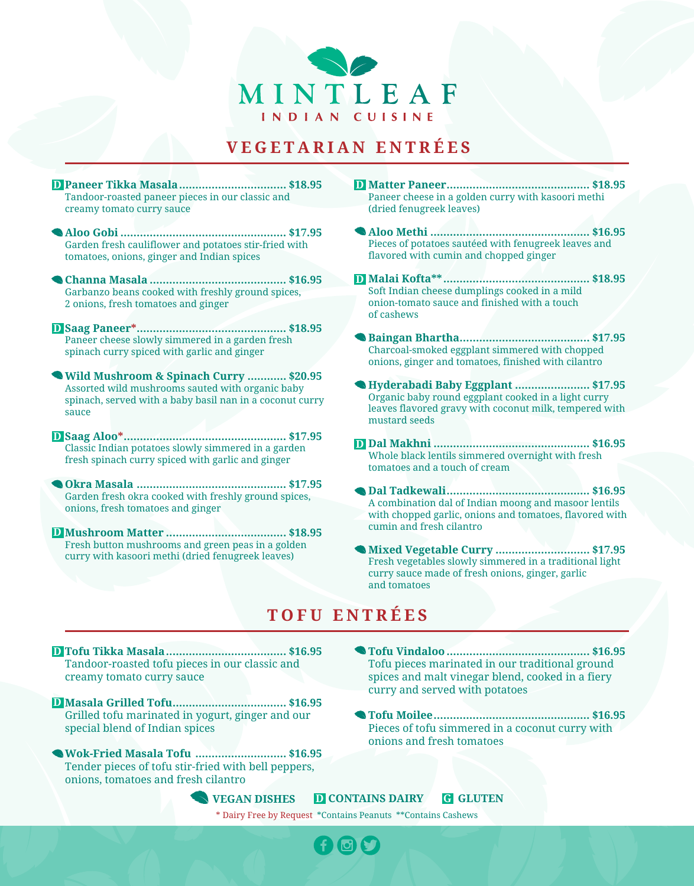# MINTLEAF

INDIAN CUISINE

## VEGETARIAN ENTRÉES

D **Paneer Tikka Masala** ................................ $18.95
Tandoor-roasted paneer pieces in our classic and creamy tomato curry sauce

**Aloo Gobi** ................................ $17.95
Garden fresh cauliflower and potatoes stir-fried with tomatoes, onions, ginger and Indian spices

**Channa Masala** ................................ $16.95
Garbanzo beans cooked with freshly ground spices, 2 onions, fresh tomatoes and ginger

D **Saag Paneer*** ................................ $18.95
Paneer cheese slowly simmered in a garden fresh spinach curry spiced with garlic and ginger

**Wild Mushroom & Spinach Curry** ................................ $20.95
Assorted wild mushrooms sauted with organic baby spinach, served with a baby basil nan in a coconut curry sauce

D **Saag Aloo*** ................................ $17.95
Classic Indian potatoes slowly simmered in a garden fresh spinach curry spiced with garlic and ginger

**Okra Masala** ................................ $17.95
Garden fresh okra cooked with freshly ground spices, onions, fresh tomatoes and ginger

D **Mushroom Matter** ................................ $18.95
Fresh button mushrooms and green peas in a golden curry with kasoori methi (dried fenugreek leaves)

D **Matter Paneer** ................................ $18.95
Paneer cheese in a golden curry with kasoori methi (dried fenugreek leaves)

**Aloo Methi** ................................ $16.95
Pieces of potatoes sautéed with fenugreek leaves and flavored with cumin and chopped ginger

D **Malai Kofta**** ................................ $18.95
Soft Indian cheese dumplings cooked in a mild onion-tomato sauce and finished with a touch of cashews

**Baingan Bhartha** ................................ $17.95
Charcoal-smoked eggplant simmered with chopped onions, ginger and tomatoes, finished with cilantro

**Hyderabadi Baby Eggplant** ................................ $17.95
Organic baby round eggplant cooked in a light curry leaves flavored gravy with coconut milk, tempered with mustard seeds

D **Dal Makhni** ................................ $16.95
Whole black lentils simmered overnight with fresh tomatoes and a touch of cream

**Dal Tadkewali** ................................ $16.95
A combination dal of Indian moong and masoor lentils with chopped garlic, onions and tomatoes, flavored with cumin and fresh cilantro

**Mixed Vegetable Curry** ................................ $17.95
Fresh vegetables slowly simmered in a traditional light curry sauce made of fresh onions, ginger, garlic and tomatoes

## TOFU ENTRÉES

D **Tofu Tikka Masala** ................................ $16.95
Tandoor-roasted tofu pieces in our classic and creamy tomato curry sauce

D **Masala Grilled Tofu** ................................ $16.95
Grilled tofu marinated in yogurt, ginger and our special blend of Indian spices

**Wok-Fried Masala Tofu** ................................ $16.95
Tender pieces of tofu stir-fried with bell peppers, onions, tomatoes and fresh cilantro

**Tofu Vindaloo** ................................ $16.95
Tofu pieces marinated in our traditional ground spices and malt vinegar blend, cooked in a fiery curry and served with potatoes

**Tofu Moilee** ................................ $16.95
Pieces of tofu simmered in a coconut curry with onions and fresh tomatoes

VEGAN DISHES | D CONTAINS DAIRY | G GLUTEN

* Dairy Free by Request *Contains Peanuts **Contains Cashews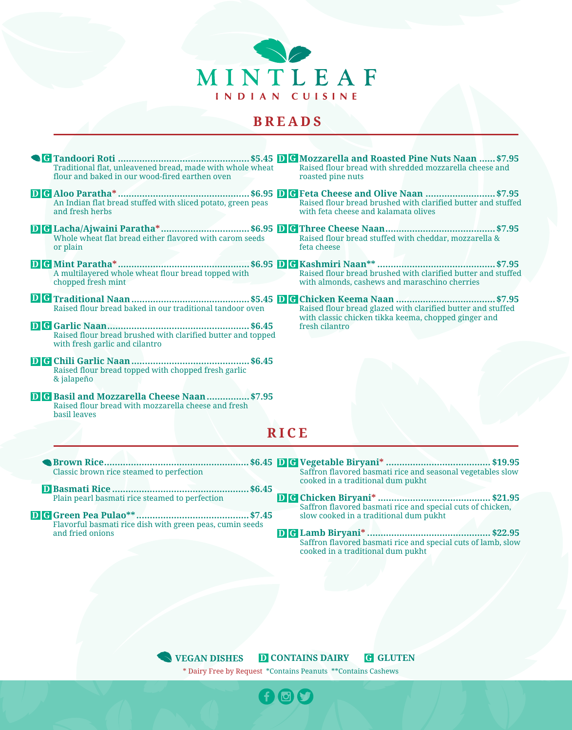# MINTLEAF

INDIAN CUISINE

## BREADS

(Vegan) G **Tandoori Roti** ........ $5.45
Traditional flat, unleavened bread, made with whole wheat flour and baked in our wood-fired earthen oven

D G **Aloo Paratha*** ........ $6.95
An Indian flat bread stuffed with sliced potato, green peas and fresh herbs

D G **Lacha/Ajwaini Paratha*** ........ $6.95
Whole wheat flat bread either flavored with carom seeds or plain

D G **Mint Paratha*** ........ $6.95
A multilayered whole wheat flour bread topped with chopped fresh mint

D G **Traditional Naan** ........ $5.45
Raised flour bread baked in our traditional tandoor oven

D G **Garlic Naan** ........ $6.45
Raised flour bread brushed with clarified butter and topped with fresh garlic and cilantro

D G **Chili Garlic Naan** ........ $6.45
Raised flour bread topped with chopped fresh garlic & jalapeño

D G **Basil and Mozzarella Cheese Naan** ........ $7.95
Raised flour bread with mozzarella cheese and fresh basil leaves

D G **Mozzarella and Roasted Pine Nuts Naan** ........ $7.95
Raised flour bread with shredded mozzarella cheese and roasted pine nuts

D G **Feta Cheese and Olive Naan** ........ $7.95
Raised flour bread brushed with clarified butter and stuffed with feta cheese and kalamata olives

D G **Three Cheese Naan** ........ $7.95
Raised flour bread stuffed with cheddar, mozzarella & feta cheese

D G **Kashmiri Naan**** ........ $7.95
Raised flour bread brushed with clarified butter and stuffed with almonds, cashews and maraschino cherries

D G **Chicken Keema Naan** ........ $7.95
Raised flour bread glazed with clarified butter and stuffed with classic chicken tikka keema, chopped ginger and fresh cilantro

## RICE

(Vegan) **Brown Rice** ........ $6.45
Classic brown rice steamed to perfection

D **Basmati Rice** ........ $6.45
Plain pearl basmati rice steamed to perfection

D G **Green Pea Pulao**** ........ $7.45
Flavorful basmati rice dish with green peas, cumin seeds and fried onions

D G **Vegetable Biryani*** ........ $19.95
Saffron flavored basmati rice and seasonal vegetables slow cooked in a traditional dum pukht

D G **Chicken Biryani*** ........ $21.95
Saffron flavored basmati rice and special cuts of chicken, slow cooked in a traditional dum pukht

D G **Lamb Biryani*** ........ $22.95
Saffron flavored basmati rice and special cuts of lamb, slow cooked in a traditional dum pukht

(Leaf) **VEGAN DISHES** D **CONTAINS DAIRY** G **GLUTEN**

* Dairy Free by Request *Contains Peanuts **Contains Cashews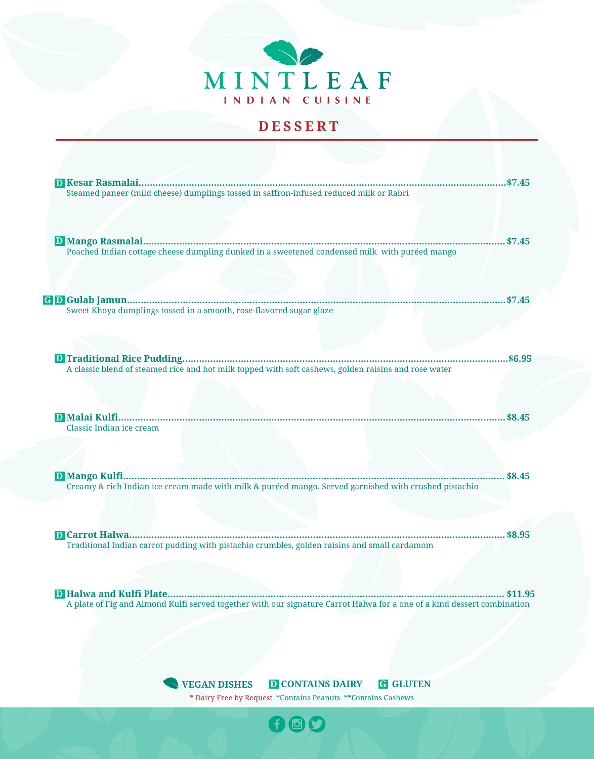# MINTLEAF

INDIAN CUISINE

## DESSERT

**D Kesar Rasmalai**........................................................................ **$7.45**
Steamed paneer (mild cheese) dumplings tossed in saffron-infused reduced milk or Rabri

**D Mango Rasmalai**........................................................................ **$7.45**
Poached Indian cottage cheese dumpling dunked in a sweetened condensed milk with puréed mango

**G D Gulab Jamun**........................................................................ **$7.45**
Sweet Khoya dumplings tossed in a smooth, rose-flavored sugar glaze

**D Traditional Rice Pudding**........................................................................ **$6.95**
A classic blend of steamed rice and hot milk topped with soft cashews, golden raisins and rose water

**D Malai Kulfi**........................................................................ **$8.45**
Classic Indian ice cream

**D Mango Kulfi**........................................................................ **$8.45**
Creamy & rich Indian ice cream made with milk & puréed mango. Served garnished with crushed pistachio

**D Carrot Halwa**........................................................................ **$8.95**
Traditional Indian carrot pudding with pistachio crumbles, golden raisins and small cardamom

**D Halwa and Kulfi Plate**........................................................................ **$11.95**
A plate of Fig and Almond Kulfi served together with our signature Carrot Halwa for a one of a kind dessert combination

**VEGAN DISHES** **D CONTAINS DAIRY** **G GLUTEN**

* Dairy Free by Request *Contains Peanuts **Contains Cashews